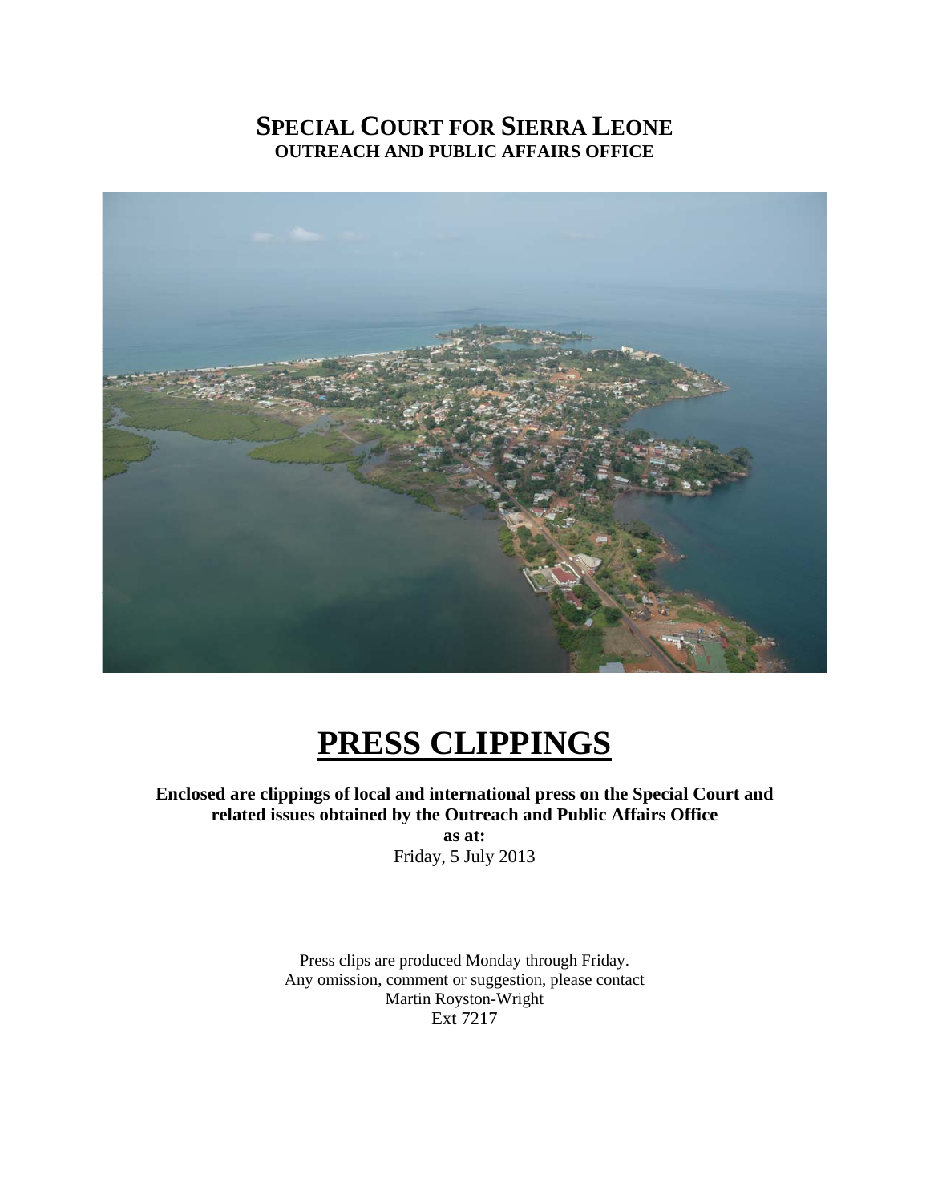# SPECIAL COURT FOR SIERRA LEONE
## OUTREACH AND PUBLIC AFFAIRS OFFICE

# PRESS CLIPPINGS

**Enclosed are clippings of local and international press on the Special Court and related issues obtained by the Outreach and Public Affairs Office**

**as at:**

Friday, 5 July 2013

Press clips are produced Monday through Friday.
Any omission, comment or suggestion, please contact
Martin Royston-Wright
Ext 7217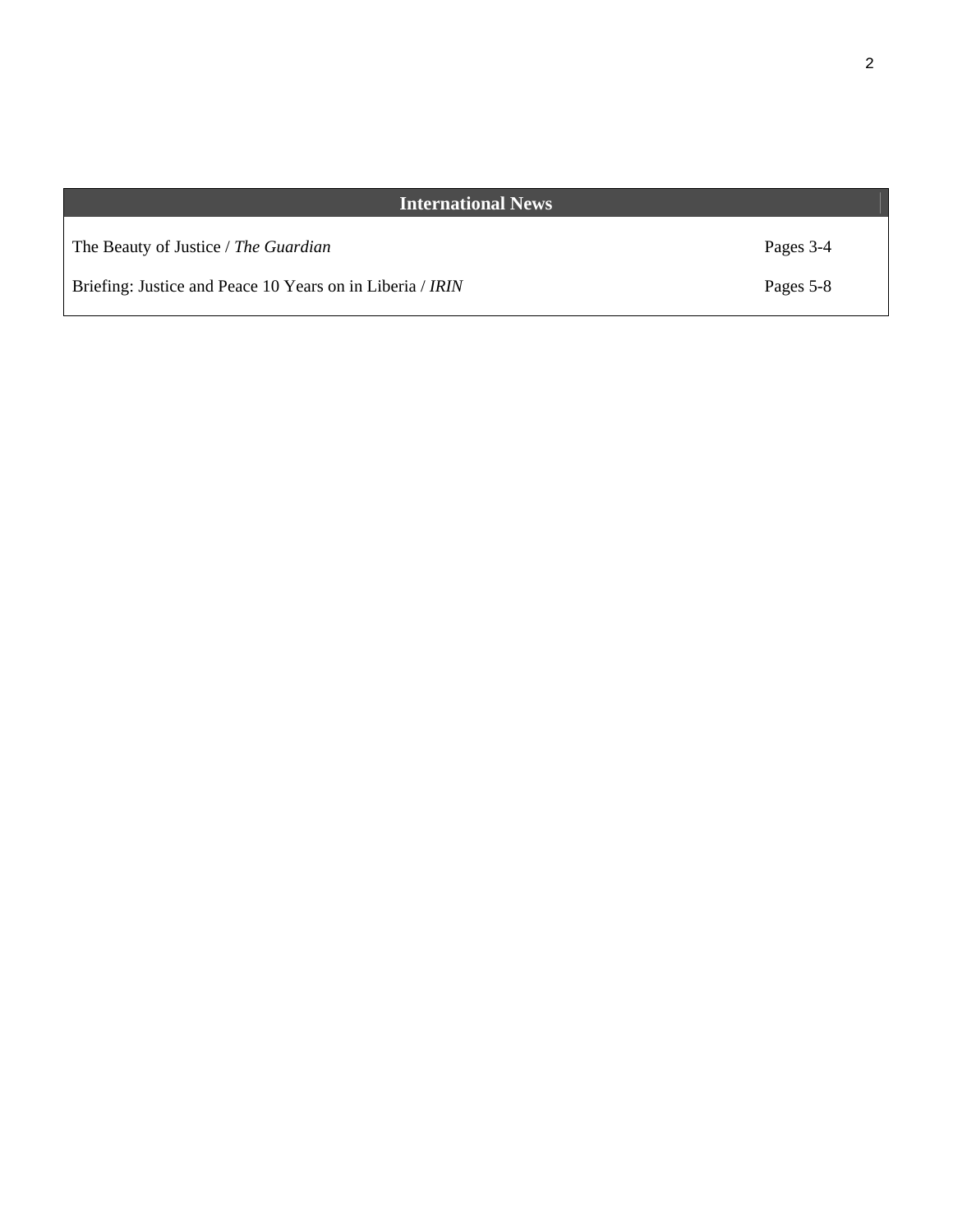| International News | |
|---|---|
| The Beauty of Justice / *The Guardian* | Pages 3-4 |
| Briefing: Justice and Peace 10 Years on in Liberia / *IRIN* | Pages 5-8 |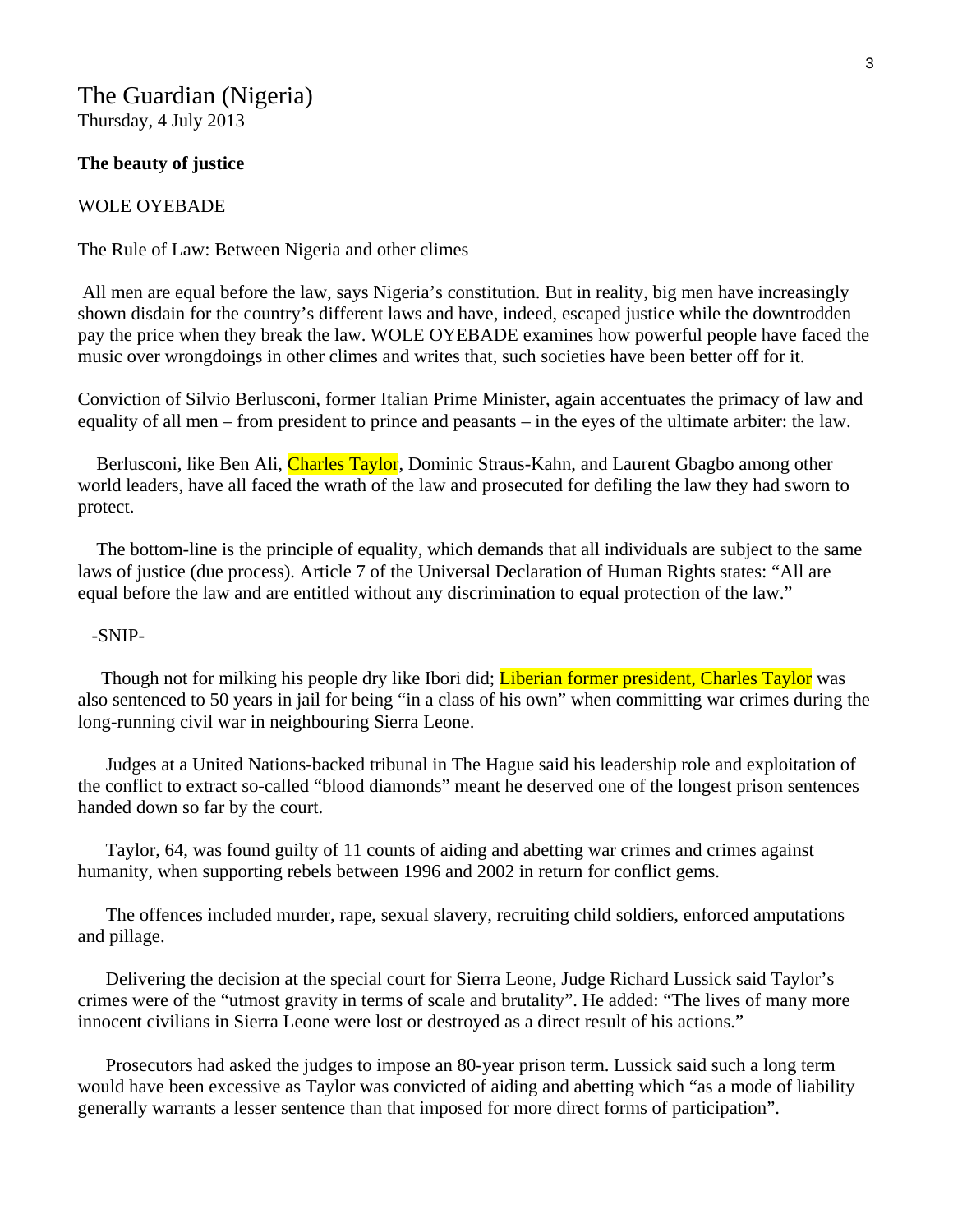The Guardian (Nigeria)
Thursday, 4 July 2013

**The beauty of justice**

WOLE OYEBADE

The Rule of Law: Between Nigeria and other climes

All men are equal before the law, says Nigeria's constitution. But in reality, big men have increasingly shown disdain for the country's different laws and have, indeed, escaped justice while the downtrodden pay the price when they break the law. WOLE OYEBADE examines how powerful people have faced the music over wrongdoings in other climes and writes that, such societies have been better off for it.

Conviction of Silvio Berlusconi, former Italian Prime Minister, again accentuates the primacy of law and equality of all men – from president to prince and peasants – in the eyes of the ultimate arbiter: the law.

Berlusconi, like Ben Ali, Charles Taylor, Dominic Strauss-Kahn, and Laurent Gbagbo among other world leaders, have all faced the wrath of the law and prosecuted for defiling the law they had sworn to protect.

The bottom-line is the principle of equality, which demands that all individuals are subject to the same laws of justice (due process). Article 7 of the Universal Declaration of Human Rights states: "All are equal before the law and are entitled without any discrimination to equal protection of the law."

-SNIP-

Though not for milking his people dry like Ibori did; Liberian former president, Charles Taylor was also sentenced to 50 years in jail for being "in a class of his own" when committing war crimes during the long-running civil war in neighbouring Sierra Leone.

Judges at a United Nations-backed tribunal in The Hague said his leadership role and exploitation of the conflict to extract so-called "blood diamonds" meant he deserved one of the longest prison sentences handed down so far by the court.

Taylor, 64, was found guilty of 11 counts of aiding and abetting war crimes and crimes against humanity, when supporting rebels between 1996 and 2002 in return for conflict gems.

The offences included murder, rape, sexual slavery, recruiting child soldiers, enforced amputations and pillage.

Delivering the decision at the special court for Sierra Leone, Judge Richard Lussick said Taylor's crimes were of the "utmost gravity in terms of scale and brutality". He added: "The lives of many more innocent civilians in Sierra Leone were lost or destroyed as a direct result of his actions."

Prosecutors had asked the judges to impose an 80-year prison term. Lussick said such a long term would have been excessive as Taylor was convicted of aiding and abetting which "as a mode of liability generally warrants a lesser sentence than that imposed for more direct forms of participation".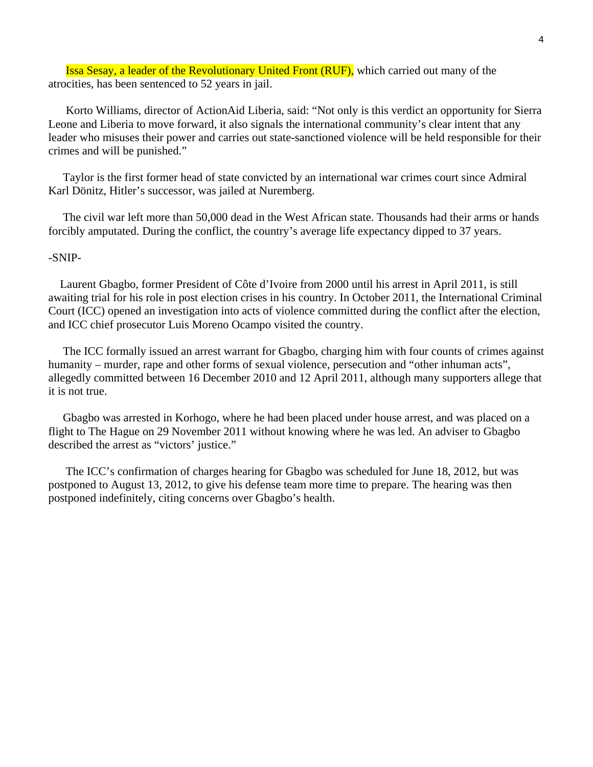Issa Sesay, a leader of the Revolutionary United Front (RUF), which carried out many of the atrocities, has been sentenced to 52 years in jail.

Korto Williams, director of ActionAid Liberia, said: "Not only is this verdict an opportunity for Sierra Leone and Liberia to move forward, it also signals the international community's clear intent that any leader who misuses their power and carries out state-sanctioned violence will be held responsible for their crimes and will be punished."

Taylor is the first former head of state convicted by an international war crimes court since Admiral Karl Dönitz, Hitler's successor, was jailed at Nuremberg.

The civil war left more than 50,000 dead in the West African state. Thousands had their arms or hands forcibly amputated. During the conflict, the country's average life expectancy dipped to 37 years.

-SNIP-

Laurent Gbagbo, former President of Côte d'Ivoire from 2000 until his arrest in April 2011, is still awaiting trial for his role in post election crises in his country. In October 2011, the International Criminal Court (ICC) opened an investigation into acts of violence committed during the conflict after the election, and ICC chief prosecutor Luis Moreno Ocampo visited the country.

The ICC formally issued an arrest warrant for Gbagbo, charging him with four counts of crimes against humanity – murder, rape and other forms of sexual violence, persecution and "other inhuman acts", allegedly committed between 16 December 2010 and 12 April 2011, although many supporters allege that it is not true.

Gbagbo was arrested in Korhogo, where he had been placed under house arrest, and was placed on a flight to The Hague on 29 November 2011 without knowing where he was led. An adviser to Gbagbo described the arrest as "victors' justice."

The ICC's confirmation of charges hearing for Gbagbo was scheduled for June 18, 2012, but was postponed to August 13, 2012, to give his defense team more time to prepare. The hearing was then postponed indefinitely, citing concerns over Gbagbo's health.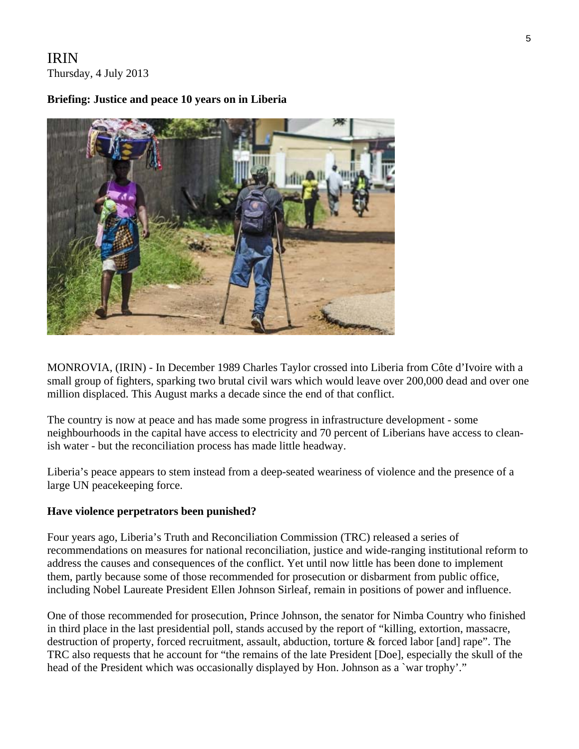IRIN
Thursday, 4 July 2013

**Briefing: Justice and peace 10 years on in Liberia**

MONROVIA, (IRIN) - In December 1989 Charles Taylor crossed into Liberia from Côte d'Ivoire with a small group of fighters, sparking two brutal civil wars which would leave over 200,000 dead and over one million displaced. This August marks a decade since the end of that conflict.

The country is now at peace and has made some progress in infrastructure development - some neighbourhoods in the capital have access to electricity and 70 percent of Liberians have access to clean-ish water - but the reconciliation process has made little headway.

Liberia's peace appears to stem instead from a deep-seated weariness of violence and the presence of a large UN peacekeeping force.

**Have violence perpetrators been punished?**

Four years ago, Liberia's Truth and Reconciliation Commission (TRC) released a series of recommendations on measures for national reconciliation, justice and wide-ranging institutional reform to address the causes and consequences of the conflict. Yet until now little has been done to implement them, partly because some of those recommended for prosecution or disbarment from public office, including Nobel Laureate President Ellen Johnson Sirleaf, remain in positions of power and influence.

One of those recommended for prosecution, Prince Johnson, the senator for Nimba Country who finished in third place in the last presidential poll, stands accused by the report of "killing, extortion, massacre, destruction of property, forced recruitment, assault, abduction, torture & forced labor [and] rape". The TRC also requests that he account for "the remains of the late President [Doe], especially the skull of the head of the President which was occasionally displayed by Hon. Johnson as a `war trophy'."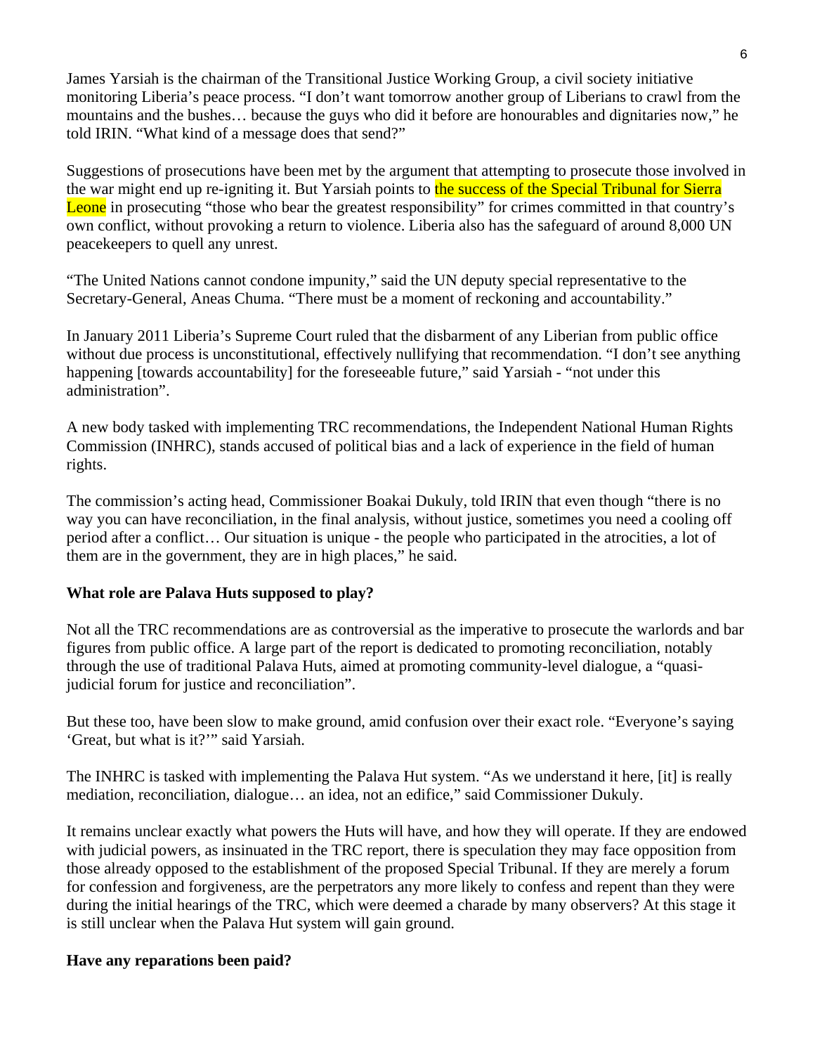James Yarsiah is the chairman of the Transitional Justice Working Group, a civil society initiative monitoring Liberia's peace process. "I don't want tomorrow another group of Liberians to crawl from the mountains and the bushes… because the guys who did it before are honourables and dignitaries now," he told IRIN. "What kind of a message does that send?"

Suggestions of prosecutions have been met by the argument that attempting to prosecute those involved in the war might end up re-igniting it. But Yarsiah points to the success of the Special Tribunal for Sierra Leone in prosecuting "those who bear the greatest responsibility" for crimes committed in that country's own conflict, without provoking a return to violence. Liberia also has the safeguard of around 8,000 UN peacekeepers to quell any unrest.

"The United Nations cannot condone impunity," said the UN deputy special representative to the Secretary-General, Aneas Chuma. "There must be a moment of reckoning and accountability."

In January 2011 Liberia's Supreme Court ruled that the disbarment of any Liberian from public office without due process is unconstitutional, effectively nullifying that recommendation. "I don't see anything happening [towards accountability] for the foreseeable future," said Yarsiah - "not under this administration".

A new body tasked with implementing TRC recommendations, the Independent National Human Rights Commission (INHRC), stands accused of political bias and a lack of experience in the field of human rights.

The commission's acting head, Commissioner Boakai Dukuly, told IRIN that even though "there is no way you can have reconciliation, in the final analysis, without justice, sometimes you need a cooling off period after a conflict… Our situation is unique - the people who participated in the atrocities, a lot of them are in the government, they are in high places," he said.

**What role are Palava Huts supposed to play?**

Not all the TRC recommendations are as controversial as the imperative to prosecute the warlords and bar figures from public office. A large part of the report is dedicated to promoting reconciliation, notably through the use of traditional Palava Huts, aimed at promoting community-level dialogue, a "quasi-judicial forum for justice and reconciliation".

But these too, have been slow to make ground, amid confusion over their exact role. "Everyone's saying 'Great, but what is it?'" said Yarsiah.

The INHRC is tasked with implementing the Palava Hut system. "As we understand it here, [it] is really mediation, reconciliation, dialogue… an idea, not an edifice," said Commissioner Dukuly.

It remains unclear exactly what powers the Huts will have, and how they will operate. If they are endowed with judicial powers, as insinuated in the TRC report, there is speculation they may face opposition from those already opposed to the establishment of the proposed Special Tribunal. If they are merely a forum for confession and forgiveness, are the perpetrators any more likely to confess and repent than they were during the initial hearings of the TRC, which were deemed a charade by many observers? At this stage it is still unclear when the Palava Hut system will gain ground.

**Have any reparations been paid?**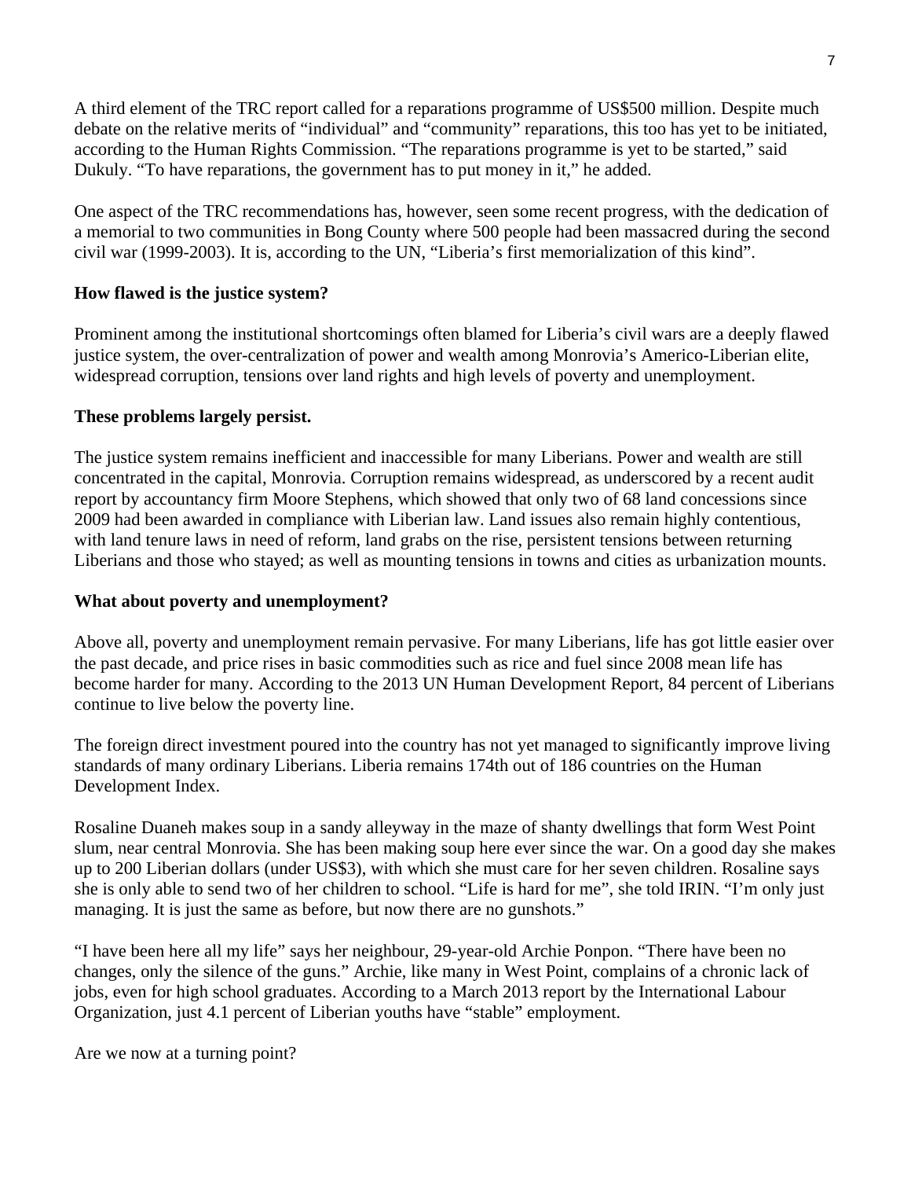A third element of the TRC report called for a reparations programme of US$500 million. Despite much debate on the relative merits of "individual" and "community" reparations, this too has yet to be initiated, according to the Human Rights Commission. "The reparations programme is yet to be started," said Dukuly. "To have reparations, the government has to put money in it," he added.

One aspect of the TRC recommendations has, however, seen some recent progress, with the dedication of a memorial to two communities in Bong County where 500 people had been massacred during the second civil war (1999-2003). It is, according to the UN, "Liberia's first memorialization of this kind".

**How flawed is the justice system?**

Prominent among the institutional shortcomings often blamed for Liberia's civil wars are a deeply flawed justice system, the over-centralization of power and wealth among Monrovia's Americo-Liberian elite, widespread corruption, tensions over land rights and high levels of poverty and unemployment.

**These problems largely persist.**

The justice system remains inefficient and inaccessible for many Liberians. Power and wealth are still concentrated in the capital, Monrovia. Corruption remains widespread, as underscored by a recent audit report by accountancy firm Moore Stephens, which showed that only two of 68 land concessions since 2009 had been awarded in compliance with Liberian law. Land issues also remain highly contentious, with land tenure laws in need of reform, land grabs on the rise, persistent tensions between returning Liberians and those who stayed; as well as mounting tensions in towns and cities as urbanization mounts.

**What about poverty and unemployment?**

Above all, poverty and unemployment remain pervasive. For many Liberians, life has got little easier over the past decade, and price rises in basic commodities such as rice and fuel since 2008 mean life has become harder for many. According to the 2013 UN Human Development Report, 84 percent of Liberians continue to live below the poverty line.

The foreign direct investment poured into the country has not yet managed to significantly improve living standards of many ordinary Liberians. Liberia remains 174th out of 186 countries on the Human Development Index.

Rosaline Duaneh makes soup in a sandy alleyway in the maze of shanty dwellings that form West Point slum, near central Monrovia. She has been making soup here ever since the war. On a good day she makes up to 200 Liberian dollars (under US$3), with which she must care for her seven children. Rosaline says she is only able to send two of her children to school. "Life is hard for me", she told IRIN. "I'm only just managing. It is just the same as before, but now there are no gunshots."

"I have been here all my life" says her neighbour, 29-year-old Archie Ponpon. "There have been no changes, only the silence of the guns." Archie, like many in West Point, complains of a chronic lack of jobs, even for high school graduates. According to a March 2013 report by the International Labour Organization, just 4.1 percent of Liberian youths have "stable" employment.

Are we now at a turning point?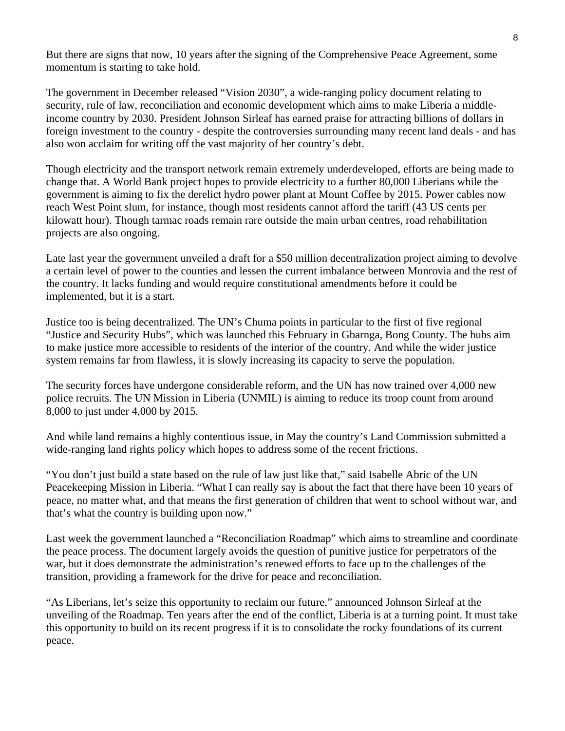But there are signs that now, 10 years after the signing of the Comprehensive Peace Agreement, some momentum is starting to take hold.

The government in December released "Vision 2030", a wide-ranging policy document relating to security, rule of law, reconciliation and economic development which aims to make Liberia a middle-income country by 2030. President Johnson Sirleaf has earned praise for attracting billions of dollars in foreign investment to the country - despite the controversies surrounding many recent land deals - and has also won acclaim for writing off the vast majority of her country's debt.

Though electricity and the transport network remain extremely underdeveloped, efforts are being made to change that. A World Bank project hopes to provide electricity to a further 80,000 Liberians while the government is aiming to fix the derelict hydro power plant at Mount Coffee by 2015. Power cables now reach West Point slum, for instance, though most residents cannot afford the tariff (43 US cents per kilowatt hour). Though tarmac roads remain rare outside the main urban centres, road rehabilitation projects are also ongoing.

Late last year the government unveiled a draft for a $50 million decentralization project aiming to devolve a certain level of power to the counties and lessen the current imbalance between Monrovia and the rest of the country. It lacks funding and would require constitutional amendments before it could be implemented, but it is a start.

Justice too is being decentralized. The UN's Chuma points in particular to the first of five regional "Justice and Security Hubs", which was launched this February in Gbarnga, Bong County. The hubs aim to make justice more accessible to residents of the interior of the country. And while the wider justice system remains far from flawless, it is slowly increasing its capacity to serve the population.

The security forces have undergone considerable reform, and the UN has now trained over 4,000 new police recruits. The UN Mission in Liberia (UNMIL) is aiming to reduce its troop count from around 8,000 to just under 4,000 by 2015.

And while land remains a highly contentious issue, in May the country's Land Commission submitted a wide-ranging land rights policy which hopes to address some of the recent frictions.

"You don't just build a state based on the rule of law just like that," said Isabelle Abric of the UN Peacekeeping Mission in Liberia. "What I can really say is about the fact that there have been 10 years of peace, no matter what, and that means the first generation of children that went to school without war, and that's what the country is building upon now."

Last week the government launched a "Reconciliation Roadmap" which aims to streamline and coordinate the peace process. The document largely avoids the question of punitive justice for perpetrators of the war, but it does demonstrate the administration's renewed efforts to face up to the challenges of the transition, providing a framework for the drive for peace and reconciliation.

"As Liberians, let's seize this opportunity to reclaim our future," announced Johnson Sirleaf at the unveiling of the Roadmap. Ten years after the end of the conflict, Liberia is at a turning point. It must take this opportunity to build on its recent progress if it is to consolidate the rocky foundations of its current peace.